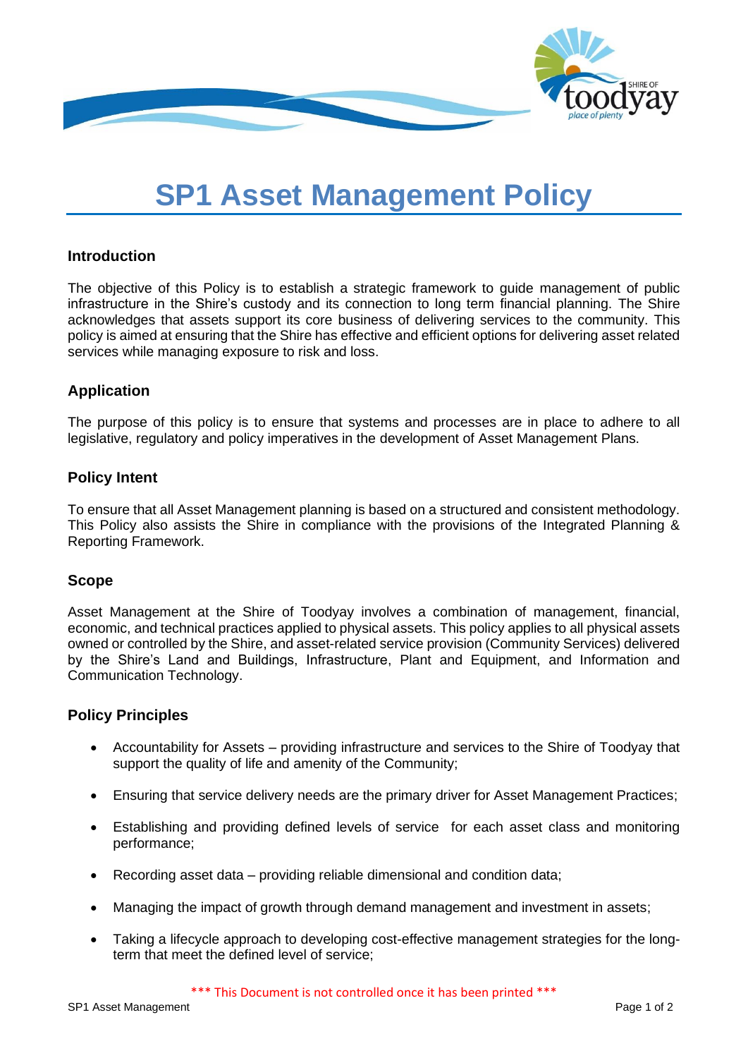# SP1 Asset Management Policy

## Introduction

The objective of this Policy is to establish a strategic framework to guide management of public infrastructure in the Shire's custody and its connection to long term financial planning. The Shire acknowledges that assets support its core business of delivering services to the community. This policy is aimed at ensuring that the Shire has effective and efficient options for delivering asset related services while managing exposure to risk and loss.

## Application

The purpose of this policy is to ensure that systems and processes are in place to adhere to all legislative, regulatory and policy imperatives in the development of Asset Management Plans.

## Policy Intent

To ensure that all Asset Management planning is based on a structured and consistent methodology. This Policy also assists the Shire in compliance with the provisions of the Integrated Planning & Reporting Framework.

## Scope

Asset Management at the Shire of Toodyay involves a combination of management, financial, economic, and technical practices applied to physical assets. This policy applies to all physical assets owned or controlled by the Shire, and asset-related service provision (Community Services) delivered by the Shire's Land and Buildings, Infrastructure, Plant and Equipment, and Information and Communication Technology.

## Policy Principles

- Accountability for Assets – providing infrastructure and services to the Shire of Toodyay that support the quality of life and amenity of the Community;
- Ensuring that service delivery needs are the primary driver for Asset Management Practices;
- Establishing and providing defined levels of service for each asset class and monitoring performance;
- Recording asset data – providing reliable dimensional and condition data;
- Managing the impact of growth through demand management and investment in assets;
- Taking a lifecycle approach to developing cost-effective management strategies for the long-term that meet the defined level of service;

\*\*\* This Document is not controlled once it has been printed \*\*\*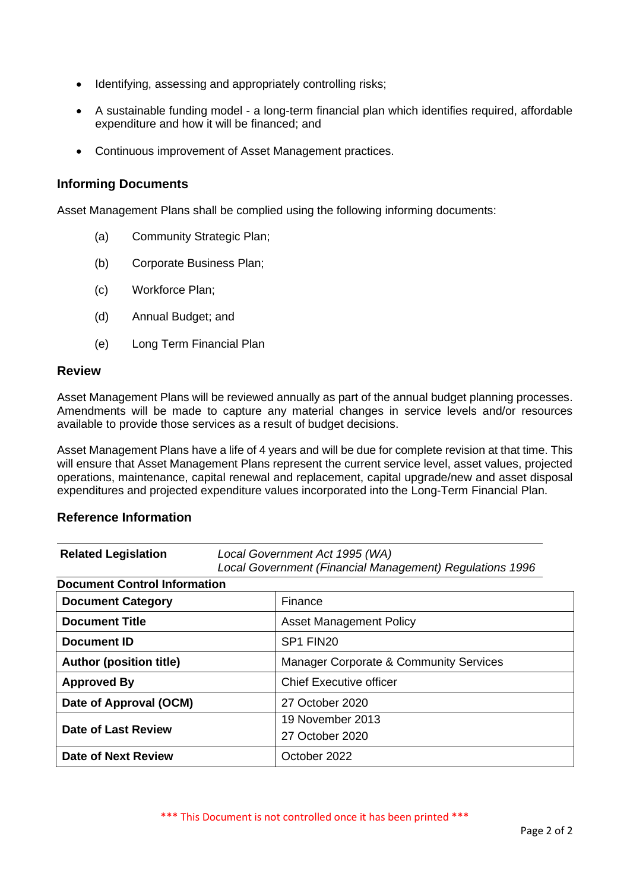- Identifying, assessing and appropriately controlling risks;
- A sustainable funding model - a long-term financial plan which identifies required, affordable expenditure and how it will be financed; and
- Continuous improvement of Asset Management practices.

## Informing Documents

Asset Management Plans shall be complied using the following informing documents:

(a) Community Strategic Plan;

(b) Corporate Business Plan;

(c) Workforce Plan;

(d) Annual Budget; and

(e) Long Term Financial Plan

## Review

Asset Management Plans will be reviewed annually as part of the annual budget planning processes. Amendments will be made to capture any material changes in service levels and/or resources available to provide those services as a result of budget decisions.

Asset Management Plans have a life of 4 years and will be due for complete revision at that time. This will ensure that Asset Management Plans represent the current service level, asset values, projected operations, maintenance, capital renewal and replacement, capital upgrade/new and asset disposal expenditures and projected expenditure values incorporated into the Long-Term Financial Plan.

## Reference Information

| | |
|---|---|
| **Related Legislation** | *Local Government Act 1995 (WA)*<br>*Local Government (Financial Management) Regulations 1996* |

**Document Control Information**

| | |
|---|---|
| **Document Category** | Finance |
| **Document Title** | Asset Management Policy |
| **Document ID** | SP1 FIN20 |
| **Author (position title)** | Manager Corporate & Community Services |
| **Approved By** | Chief Executive officer |
| **Date of Approval (OCM)** | 27 October 2020 |
| **Date of Last Review** | 19 November 2013<br>27 October 2020 |
| **Date of Next Review** | October 2022 |

\*\*\* This Document is not controlled once it has been printed \*\*\*